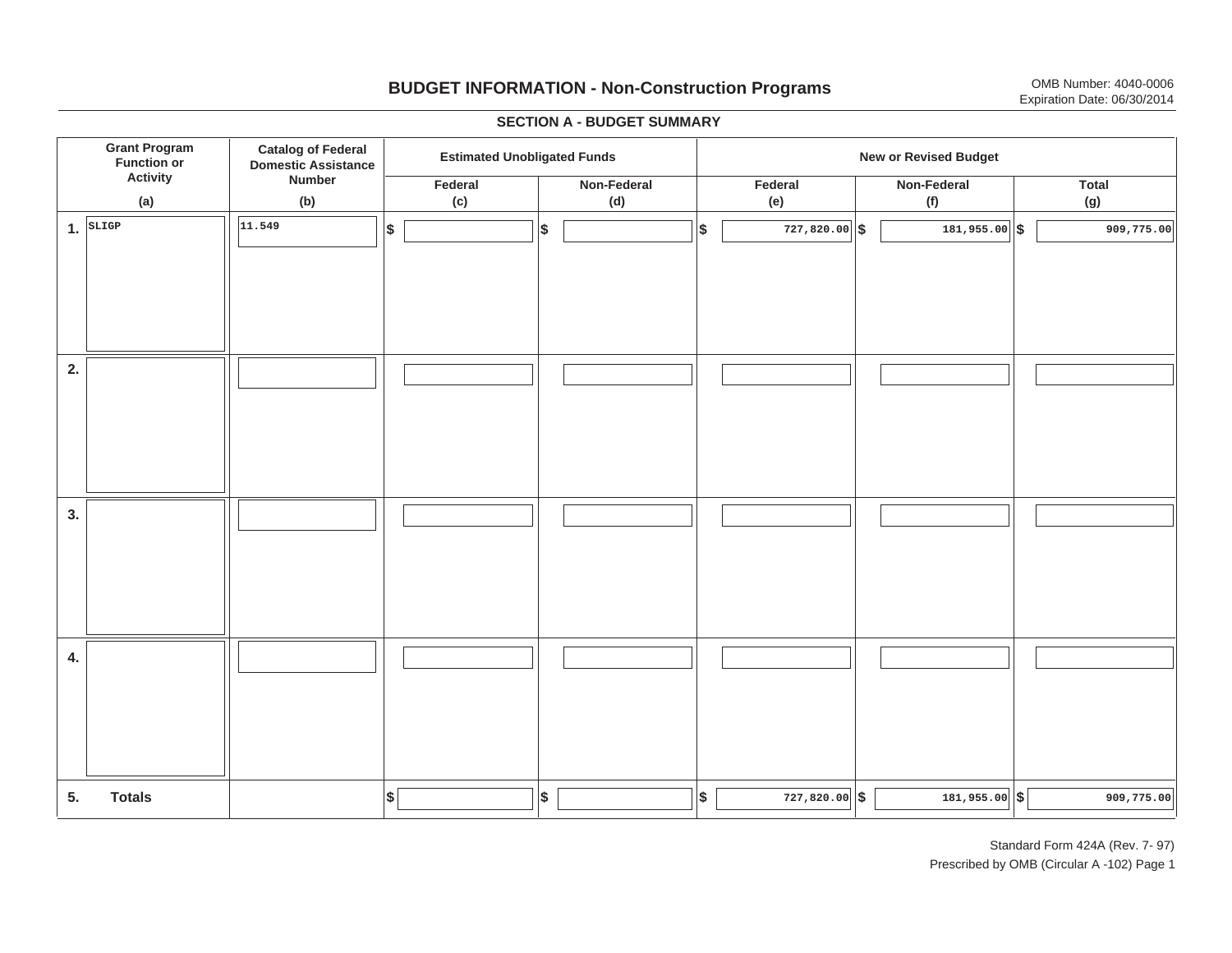# BUDGET INFORMATION - Non-Construction Programs

OMB Number: 4040-0006
Expiration Date: 06/30/2014

## SECTION A - BUDGET SUMMARY

| | Grant Program Function or Activity (a) | Catalog of Federal Domestic Assistance Number (b) | Estimated Unobligated Funds | | New or Revised Budget | | |
|---|---|---|---|---|---|---|---|
| | | | Federal (c) | Non-Federal (d) | Federal (e) | Non-Federal (f) | Total (g) |
| 1. | SLIGP | 11.549 | $ | $ | $ 727,820.00 | $ 181,955.00 | $ 909,775.00 |
| 2. | | | | | | | |
| 3. | | | | | | | |
| 4. | | | | | | | |
| 5. | Totals | | $ | $ | $ 727,820.00 | $ 181,955.00 | $ 909,775.00 |

Standard Form 424A (Rev. 7- 97)
Prescribed by OMB (Circular A -102) Page 1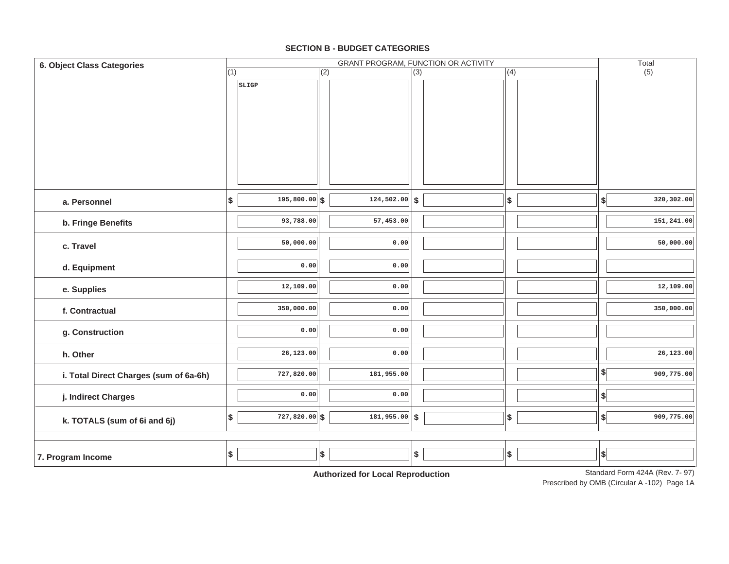## SECTION B - BUDGET CATEGORIES

| 6. Object Class Categories | GRANT PROGRAM, FUNCTION OR ACTIVITY | | | | Total |
|---|---|---|---|---|---|
| | (1) SLIGP | (2) | (3) | (4) | (5) |
| a. Personnel | $ 195,800.00 | $ 124,502.00 | $ | $ | $ 320,302.00 |
| b. Fringe Benefits | 93,788.00 | 57,453.00 | | | 151,241.00 |
| c. Travel | 50,000.00 | 0.00 | | | 50,000.00 |
| d. Equipment | 0.00 | 0.00 | | | |
| e. Supplies | 12,109.00 | 0.00 | | | 12,109.00 |
| f. Contractual | 350,000.00 | 0.00 | | | 350,000.00 |
| g. Construction | 0.00 | 0.00 | | | |
| h. Other | 26,123.00 | 0.00 | | | 26,123.00 |
| i. Total Direct Charges (sum of 6a-6h) | 727,820.00 | 181,955.00 | | | $ 909,775.00 |
| j. Indirect Charges | 0.00 | 0.00 | | | $ |
| k. TOTALS (sum of 6i and 6j) | $ 727,820.00 | $ 181,955.00 | $ | $ | $ 909,775.00 |
| 7. Program Income | $ | $ | $ | $ | $ |

**Authorized for Local Reproduction**

Standard Form 424A (Rev. 7- 97)
Prescribed by OMB (Circular A -102) Page 1A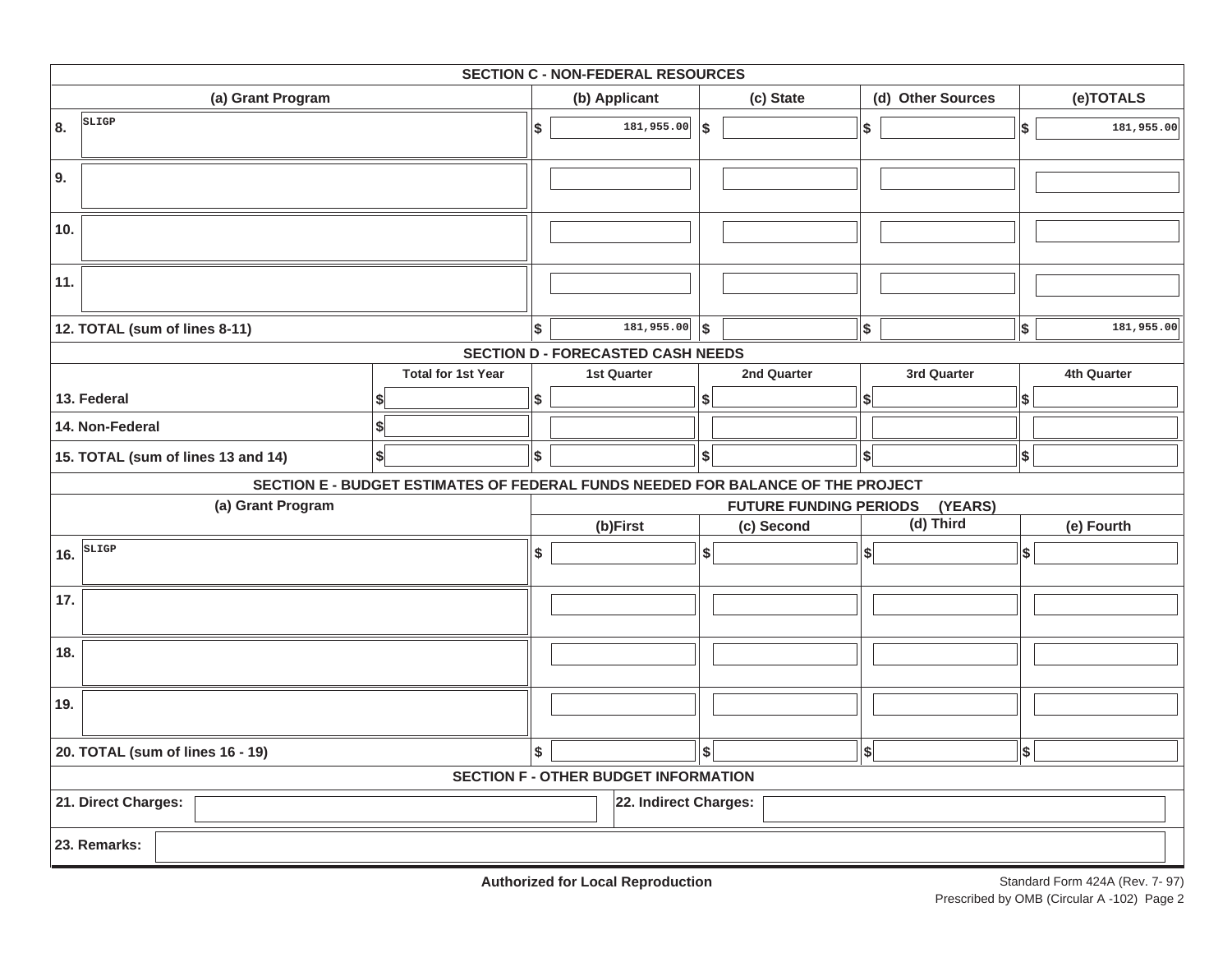## SECTION C - NON-FEDERAL RESOURCES

| (a) Grant Program | (b) Applicant | (c) State | (d) Other Sources | (e)TOTALS |
|---|---|---|---|---|
| 8. SLIGP | $ 181,955.00 | $ | $ | $ 181,955.00 |
| 9. | | | | |
| 10. | | | | |
| 11. | | | | |
| 12. TOTAL (sum of lines 8-11) | $ 181,955.00 | $ | $ | $ 181,955.00 |

## SECTION D - FORECASTED CASH NEEDS

| | Total for 1st Year | 1st Quarter | 2nd Quarter | 3rd Quarter | 4th Quarter |
|---|---|---|---|---|---|
| 13. Federal | $ | $ | $ | $ | $ |
| 14. Non-Federal | $ | | | | |
| 15. TOTAL (sum of lines 13 and 14) | $ | $ | $ | $ | $ |

## SECTION E - BUDGET ESTIMATES OF FEDERAL FUNDS NEEDED FOR BALANCE OF THE PROJECT

| (a) Grant Program | FUTURE FUNDING PERIODS (YEARS) | | | |
|---|---|---|---|---|
| | (b)First | (c) Second | (d) Third | (e) Fourth |
| 16. SLIGP | $ | $ | $ | $ |
| 17. | | | | |
| 18. | | | | |
| 19. | | | | |
| 20. TOTAL (sum of lines 16 - 19) | $ | $ | $ | $ |

## SECTION F - OTHER BUDGET INFORMATION

21. Direct Charges: 

22. Indirect Charges: 

23. Remarks: 

**Authorized for Local Reproduction**

Standard Form 424A (Rev. 7- 97)
Prescribed by OMB (Circular A -102) Page 2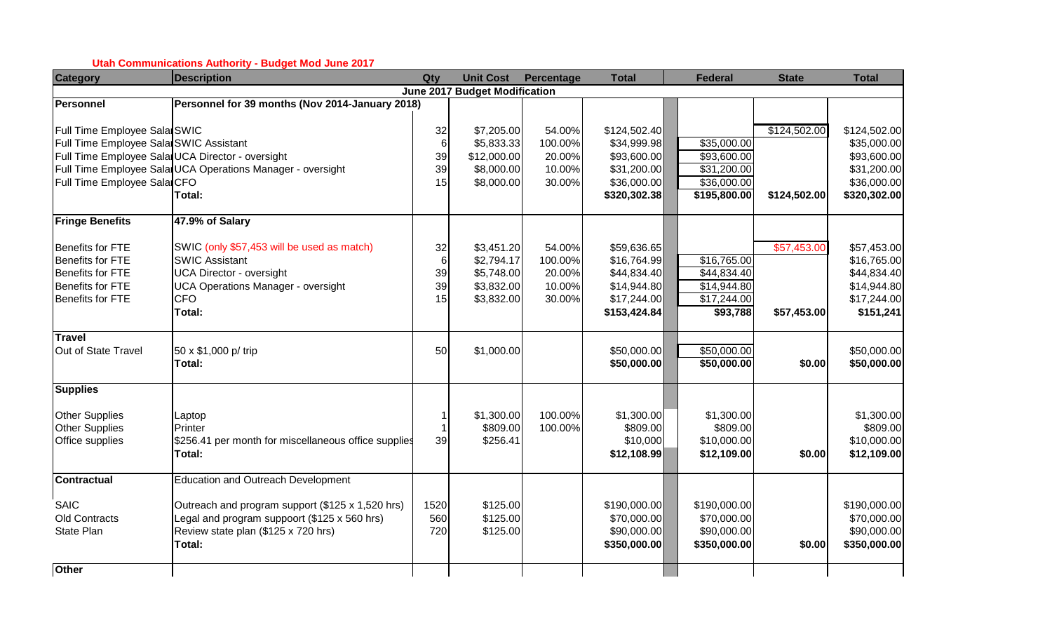**Utah Communications Authority - Budget Mod June 2017**

| Category | Description | Qty | Unit Cost | Percentage | Total | Federal | State | Total |
|---|---|---|---|---|---|---|---|---|
| | | | June 2017 Budget Modification | | | | | |
| **Personnel** | **Personnel for 39 months (Nov 2014-January 2018)** | | | | | | | |
| Full Time Employee Salar | SWIC | 32 | $7,205.00 | 54.00% | $124,502.40 | | $124,502.00 | $124,502.00 |
| Full Time Employee Salar | SWIC Assistant | 6 | $5,833.33 | 100.00% | $34,999.98 | $35,000.00 | | $35,000.00 |
| Full Time Employee Salar | UCA Director - oversight | 39 | $12,000.00 | 20.00% | $93,600.00 | $93,600.00 | | $93,600.00 |
| Full Time Employee Salar | UCA Operations Manager - oversight | 39 | $8,000.00 | 10.00% | $31,200.00 | $31,200.00 | | $31,200.00 |
| Full Time Employee Salar | CFO | 15 | $8,000.00 | 30.00% | $36,000.00 | $36,000.00 | | $36,000.00 |
| | **Total:** | | | | **$320,302.38** | **$195,800.00** | **$124,502.00** | **$320,302.00** |
| **Fringe Benefits** | **47.9% of Salary** | | | | | | | |
| Benefits for FTE | SWIC (only $57,453 will be used as match) | 32 | $3,451.20 | 54.00% | $59,636.65 | | $57,453.00 | $57,453.00 |
| Benefits for FTE | SWIC Assistant | 6 | $2,794.17 | 100.00% | $16,764.99 | $16,765.00 | | $16,765.00 |
| Benefits for FTE | UCA Director - oversight | 39 | $5,748.00 | 20.00% | $44,834.40 | $44,834.40 | | $44,834.40 |
| Benefits for FTE | UCA Operations Manager - oversight | 39 | $3,832.00 | 10.00% | $14,944.80 | $14,944.80 | | $14,944.80 |
| Benefits for FTE | CFO | 15 | $3,832.00 | 30.00% | $17,244.00 | $17,244.00 | | $17,244.00 |
| | **Total:** | | | | **$153,424.84** | **$93,788** | **$57,453.00** | **$151,241** |
| **Travel** | | | | | | | | |
| Out of State Travel | 50 x $1,000 p/ trip | 50 | $1,000.00 | | $50,000.00 | $50,000.00 | | $50,000.00 |
| | **Total:** | | | | **$50,000.00** | **$50,000.00** | **$0.00** | **$50,000.00** |
| **Supplies** | | | | | | | | |
| Other Supplies | Laptop | 1 | $1,300.00 | 100.00% | $1,300.00 | $1,300.00 | | $1,300.00 |
| Other Supplies | Printer | 1 | $809.00 | 100.00% | $809.00 | $809.00 | | $809.00 |
| Office supplies | $256.41 per month for miscellaneous office supplies | 39 | $256.41 | | $10,000 | $10,000.00 | | $10,000.00 |
| | **Total:** | | | | **$12,108.99** | **$12,109.00** | **$0.00** | **$12,109.00** |
| **Contractual** | Education and Outreach Development | | | | | | | |
| SAIC | Outreach and program support ($125 x 1,520 hrs) | 1520 | $125.00 | | $190,000.00 | $190,000.00 | | $190,000.00 |
| Old Contracts | Legal and program suppoort ($125 x 560 hrs) | 560 | $125.00 | | $70,000.00 | $70,000.00 | | $70,000.00 |
| State Plan | Review state plan ($125 x 720 hrs) | 720 | $125.00 | | $90,000.00 | $90,000.00 | | $90,000.00 |
| | **Total:** | | | | **$350,000.00** | **$350,000.00** | **$0.00** | **$350,000.00** |
| **Other** | | | | | | | | |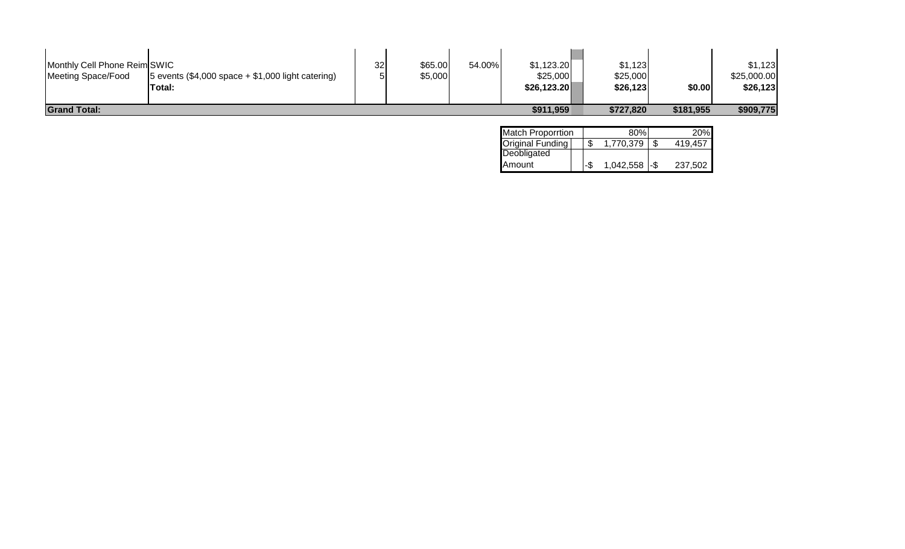| | | | | | | | | | |
|---|---|---|---|---|---|---|---|---|---|
| Monthly Cell Phone Reim | SWIC | 32 | $65.00 | 54.00% | $1,123.20 | | $1,123 | | $1,123 |
| Meeting Space/Food | 5 events ($4,000 space + $1,000 light catering) | 5 | $5,000 | | $25,000 | | $25,000 | | $25,000.00 |
| | **Total:** | | | | **$26,123.20** | | **$26,123** | **$0.00** | **$26,123** |
| **Grand Total:** | | | | | **$911,959** | | **$727,820** | **$181,955** | **$909,775** |

| | | |
|---|---|---|
| Match Proporrtion | 80% | 20% |
| Original Funding | $ 1,770,379 | $ 419,457 |
| Deobligated Amount | -$ 1,042,558 | -$ 237,502 |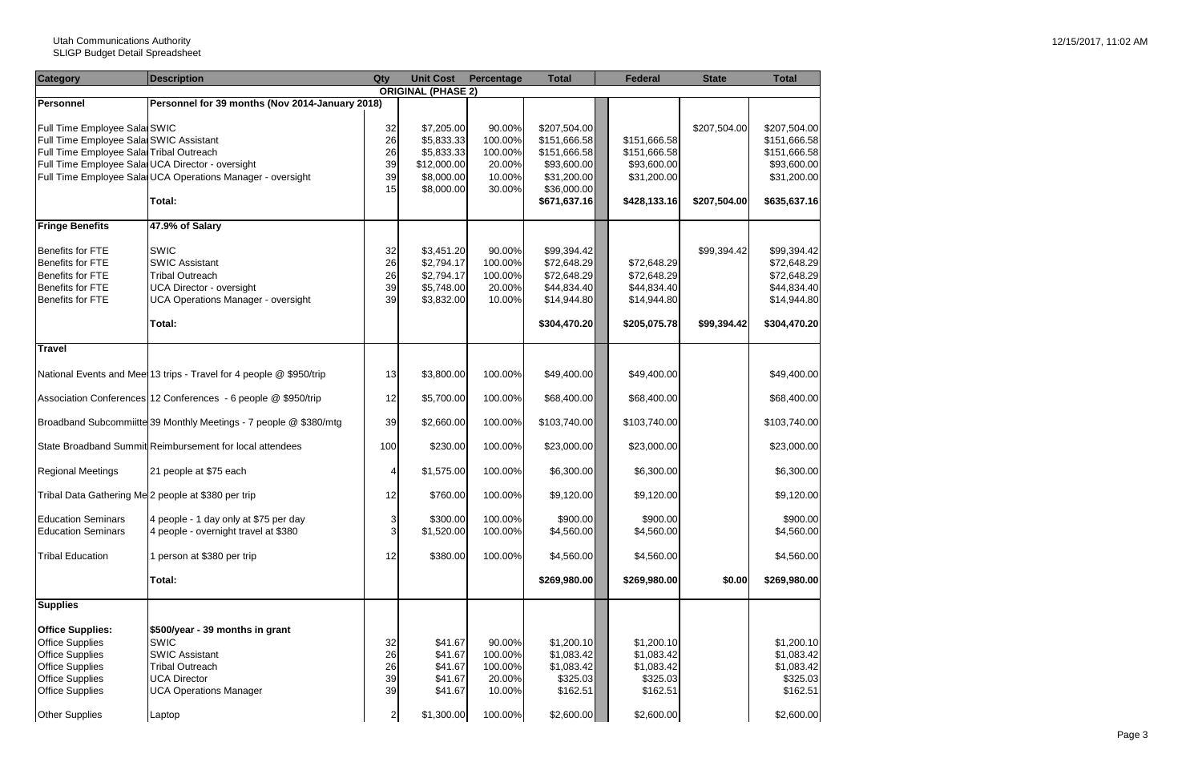Utah Communications Authority
SLIGP Budget Detail Spreadsheet

12/15/2017, 11:02 AM

| Category | Description | Qty | Unit Cost | Percentage | Total | Federal | State | Total |
|---|---|---|---|---|---|---|---|---|
| | | | ORIGINAL (PHASE 2) | | | | | |
| **Personnel** | **Personnel for 39 months (Nov 2014-January 2018)** | | | | | | | |
| Full Time Employee Salar | SWIC | 32 | $7,205.00 | 90.00% | $207,504.00 | | $207,504.00 | $207,504.00 |
| Full Time Employee Salar | SWIC Assistant | 26 | $5,833.33 | 100.00% | $151,666.58 | $151,666.58 | | $151,666.58 |
| Full Time Employee Salar | Tribal Outreach | 26 | $5,833.33 | 100.00% | $151,666.58 | $151,666.58 | | $151,666.58 |
| Full Time Employee Salar | UCA Director - oversight | 39 | $12,000.00 | 20.00% | $93,600.00 | $93,600.00 | | $93,600.00 |
| Full Time Employee Salar | UCA Operations Manager - oversight | 39 | $8,000.00 | 10.00% | $31,200.00 | $31,200.00 | | $31,200.00 |
| | | 15 | $8,000.00 | 30.00% | $36,000.00 | | | |
| | **Total:** | | | | **$671,637.16** | **$428,133.16** | **$207,504.00** | **$635,637.16** |
| **Fringe Benefits** | **47.9% of Salary** | | | | | | | |
| Benefits for FTE | SWIC | 32 | $3,451.20 | 90.00% | $99,394.42 | | $99,394.42 | $99,394.42 |
| Benefits for FTE | SWIC Assistant | 26 | $2,794.17 | 100.00% | $72,648.29 | $72,648.29 | | $72,648.29 |
| Benefits for FTE | Tribal Outreach | 26 | $2,794.17 | 100.00% | $72,648.29 | $72,648.29 | | $72,648.29 |
| Benefits for FTE | UCA Director - oversight | 39 | $5,748.00 | 20.00% | $44,834.40 | $44,834.40 | | $44,834.40 |
| Benefits for FTE | UCA Operations Manager - oversight | 39 | $3,832.00 | 10.00% | $14,944.80 | $14,944.80 | | $14,944.80 |
| | **Total:** | | | | **$304,470.20** | **$205,075.78** | **$99,394.42** | **$304,470.20** |
| **Travel** | | | | | | | | |
| National Events and Mee | 13 trips - Travel for 4 people @ $950/trip | 13 | $3,800.00 | 100.00% | $49,400.00 | $49,400.00 | | $49,400.00 |
| Association Conferences | 12 Conferences - 6 people @ $950/trip | 12 | $5,700.00 | 100.00% | $68,400.00 | $68,400.00 | | $68,400.00 |
| Broadband Subcommiitte | 39 Monthly Meetings - 7 people @ $380/mtg | 39 | $2,660.00 | 100.00% | $103,740.00 | $103,740.00 | | $103,740.00 |
| State Broadband Summit | Reimbursement for local attendees | 100 | $230.00 | 100.00% | $23,000.00 | $23,000.00 | | $23,000.00 |
| Regional Meetings | 21 people at $75 each | 4 | $1,575.00 | 100.00% | $6,300.00 | $6,300.00 | | $6,300.00 |
| Tribal Data Gathering Me | 2 people at $380 per trip | 12 | $760.00 | 100.00% | $9,120.00 | $9,120.00 | | $9,120.00 |
| Education Seminars | 4 people - 1 day only at $75 per day | 3 | $300.00 | 100.00% | $900.00 | $900.00 | | $900.00 |
| Education Seminars | 4 people - overnight travel at $380 | 3 | $1,520.00 | 100.00% | $4,560.00 | $4,560.00 | | $4,560.00 |
| Tribal Education | 1 person at $380 per trip | 12 | $380.00 | 100.00% | $4,560.00 | $4,560.00 | | $4,560.00 |
| | **Total:** | | | | **$269,980.00** | **$269,980.00** | **$0.00** | **$269,980.00** |
| **Supplies** | | | | | | | | |
| **Office Supplies:** | **$500/year - 39 months in grant** | | | | | | | |
| Office Supplies | SWIC | 32 | $41.67 | 90.00% | $1,200.10 | $1,200.10 | | $1,200.10 |
| Office Supplies | SWIC Assistant | 26 | $41.67 | 100.00% | $1,083.42 | $1,083.42 | | $1,083.42 |
| Office Supplies | Tribal Outreach | 26 | $41.67 | 100.00% | $1,083.42 | $1,083.42 | | $1,083.42 |
| Office Supplies | UCA Director | 39 | $41.67 | 20.00% | $325.03 | $325.03 | | $325.03 |
| Office Supplies | UCA Operations Manager | 39 | $41.67 | 10.00% | $162.51 | $162.51 | | $162.51 |
| Other Supplies | Laptop | 2 | $1,300.00 | 100.00% | $2,600.00 | $2,600.00 | | $2,600.00 |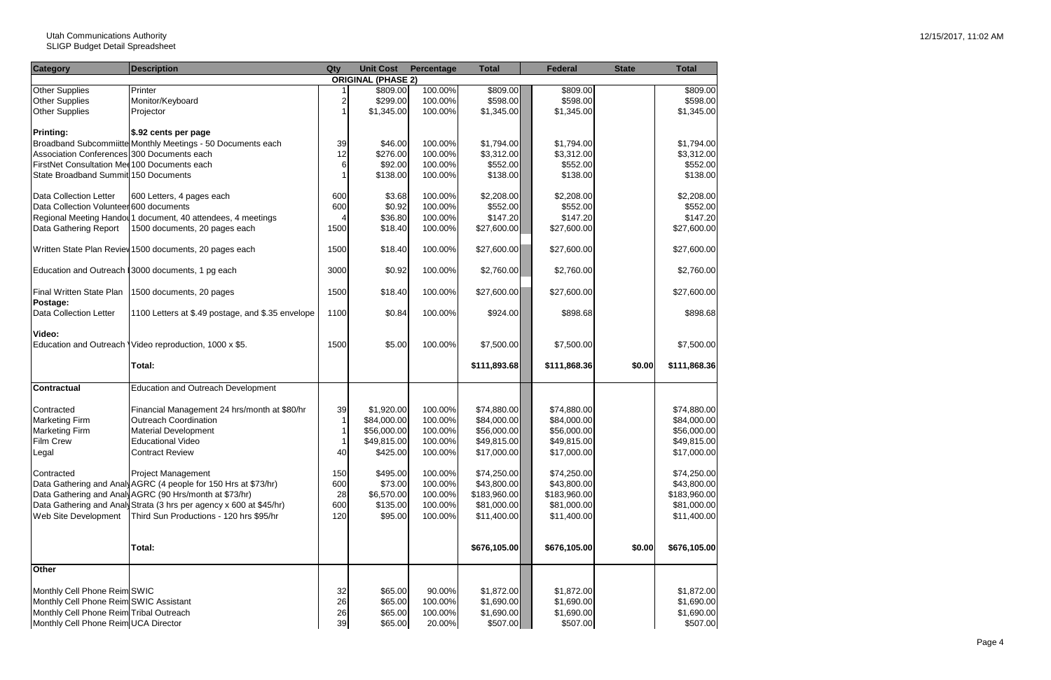Utah Communications Authority
SLIGP Budget Detail Spreadsheet

12/15/2017, 11:02 AM

| Category | Description | Qty | Unit Cost | Percentage | Total | Federal | State | Total |
|---|---|---|---|---|---|---|---|---|
| | | | **ORIGINAL (PHASE 2)** | | | | | |
| Other Supplies | Printer | 1 | $809.00 | 100.00% | $809.00 | $809.00 | | $809.00 |
| Other Supplies | Monitor/Keyboard | 2 | $299.00 | 100.00% | $598.00 | $598.00 | | $598.00 |
| Other Supplies | Projector | 1 | $1,345.00 | 100.00% | $1,345.00 | $1,345.00 | | $1,345.00 |
| **Printing:** | **$.92 cents per page** | | | | | | | |
| Broadband Subcommiitte | Monthly Meetings - 50 Documents each | 39 | $46.00 | 100.00% | $1,794.00 | $1,794.00 | | $1,794.00 |
| Association Conferences | 300 Documents each | 12 | $276.00 | 100.00% | $3,312.00 | $3,312.00 | | $3,312.00 |
| FirstNet Consultation Mee | 100 Documents each | 6 | $92.00 | 100.00% | $552.00 | $552.00 | | $552.00 |
| State Broadband Summit | 150 Documents | 1 | $138.00 | 100.00% | $138.00 | $138.00 | | $138.00 |
| Data Collection Letter | 600 Letters, 4 pages each | 600 | $3.68 | 100.00% | $2,208.00 | $2,208.00 | | $2,208.00 |
| Data Collection Volunteer | 600 documents | 600 | $0.92 | 100.00% | $552.00 | $552.00 | | $552.00 |
| Regional Meeting Handou | 1 document, 40 attendees, 4 meetings | 4 | $36.80 | 100.00% | $147.20 | $147.20 | | $147.20 |
| Data Gathering Report | 1500 documents, 20 pages each | 1500 | $18.40 | 100.00% | $27,600.00 | $27,600.00 | | $27,600.00 |
| Written State Plan Review | 1500 documents, 20 pages each | 1500 | $18.40 | 100.00% | $27,600.00 | $27,600.00 | | $27,600.00 |
| Education and Outreach | 3000 documents, 1 pg each | 3000 | $0.92 | 100.00% | $2,760.00 | $2,760.00 | | $2,760.00 |
| Final Written State Plan | 1500 documents, 20 pages | 1500 | $18.40 | 100.00% | $27,600.00 | $27,600.00 | | $27,600.00 |
| **Postage:** | | | | | | | | |
| Data Collection Letter | 1100 Letters at $.49 postage, and $.35 envelope | 1100 | $0.84 | 100.00% | $924.00 | $898.68 | | $898.68 |
| **Video:** | | | | | | | | |
| Education and Outreach | Video reproduction, 1000 x $5. | 1500 | $5.00 | 100.00% | $7,500.00 | $7,500.00 | | $7,500.00 |
| | **Total:** | | | | **$111,893.68** | **$111,868.36** | **$0.00** | **$111,868.36** |
| **Contractual** | Education and Outreach Development | | | | | | | |
| Contracted | Financial Management 24 hrs/month at $80/hr | 39 | $1,920.00 | 100.00% | $74,880.00 | $74,880.00 | | $74,880.00 |
| Marketing Firm | Outreach Coordination | 1 | $84,000.00 | 100.00% | $84,000.00 | $84,000.00 | | $84,000.00 |
| Marketing Firm | Material Development | 1 | $56,000.00 | 100.00% | $56,000.00 | $56,000.00 | | $56,000.00 |
| Film Crew | Educational Video | 1 | $49,815.00 | 100.00% | $49,815.00 | $49,815.00 | | $49,815.00 |
| Legal | Contract Review | 40 | $425.00 | 100.00% | $17,000.00 | $17,000.00 | | $17,000.00 |
| Contracted | Project Management | 150 | $495.00 | 100.00% | $74,250.00 | $74,250.00 | | $74,250.00 |
| Data Gathering and Analy | AGRC (4 people for 150 Hrs at $73/hr) | 600 | $73.00 | 100.00% | $43,800.00 | $43,800.00 | | $43,800.00 |
| Data Gathering and Analy | AGRC (90 Hrs/month at $73/hr) | 28 | $6,570.00 | 100.00% | $183,960.00 | $183,960.00 | | $183,960.00 |
| Data Gathering and Analy | Strata (3 hrs per agency x 600 at $45/hr) | 600 | $135.00 | 100.00% | $81,000.00 | $81,000.00 | | $81,000.00 |
| Web Site Development | Third Sun Productions - 120 hrs $95/hr | 120 | $95.00 | 100.00% | $11,400.00 | $11,400.00 | | $11,400.00 |
| | **Total:** | | | | **$676,105.00** | **$676,105.00** | **$0.00** | **$676,105.00** |
| **Other** | | | | | | | | |
| Monthly Cell Phone Reim | SWIC | 32 | $65.00 | 90.00% | $1,872.00 | $1,872.00 | | $1,872.00 |
| Monthly Cell Phone Reim | SWIC Assistant | 26 | $65.00 | 100.00% | $1,690.00 | $1,690.00 | | $1,690.00 |
| Monthly Cell Phone Reim | Tribal Outreach | 26 | $65.00 | 100.00% | $1,690.00 | $1,690.00 | | $1,690.00 |
| Monthly Cell Phone Reim | UCA Director | 39 | $65.00 | 20.00% | $507.00 | $507.00 | | $507.00 |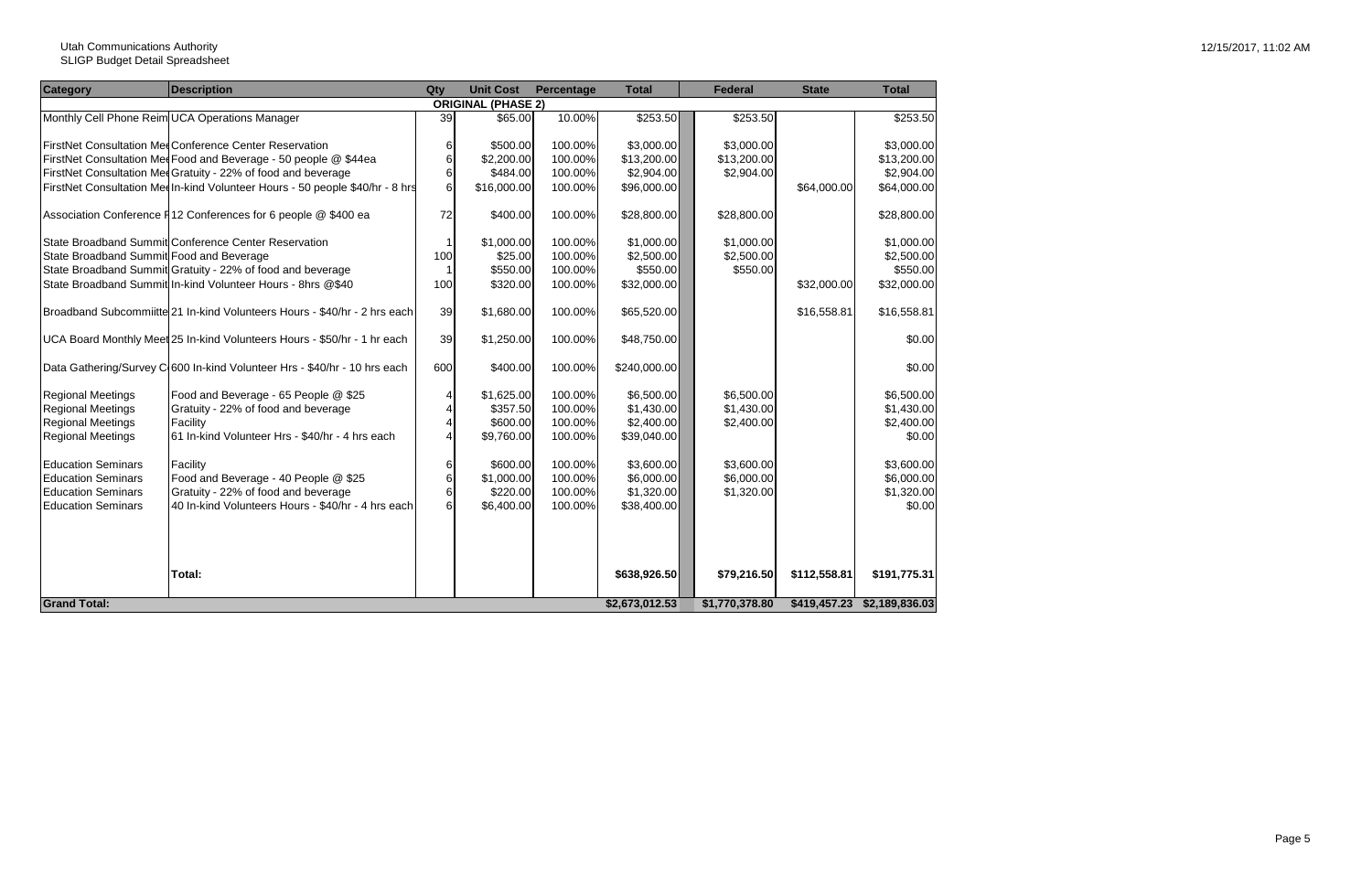Utah Communications Authority
SLIGP Budget Detail Spreadsheet

12/15/2017, 11:02 AM

| Category | Description | Qty | Unit Cost | Percentage | Total | Federal | State | Total |
|---|---|---|---|---|---|---|---|---|
| | | | **ORIGINAL (PHASE 2)** | | | | | |
| Monthly Cell Phone Reim | UCA Operations Manager | 39 | $65.00 | 10.00% | $253.50 | $253.50 | | $253.50 |
| FirstNet Consultation Me | Conference Center Reservation | 6 | $500.00 | 100.00% | $3,000.00 | $3,000.00 | | $3,000.00 |
| FirstNet Consultation Me | Food and Beverage - 50 people @ $44ea | 6 | $2,200.00 | 100.00% | $13,200.00 | $13,200.00 | | $13,200.00 |
| FirstNet Consultation Me | Gratuity - 22% of food and beverage | 6 | $484.00 | 100.00% | $2,904.00 | $2,904.00 | | $2,904.00 |
| FirstNet Consultation Me | In-kind Volunteer Hours - 50 people $40/hr - 8 hrs | 6 | $16,000.00 | 100.00% | $96,000.00 | | $64,000.00 | $64,000.00 |
| Association Conference F | 12 Conferences for 6 people @ $400 ea | 72 | $400.00 | 100.00% | $28,800.00 | $28,800.00 | | $28,800.00 |
| State Broadband Summit | Conference Center Reservation | 1 | $1,000.00 | 100.00% | $1,000.00 | $1,000.00 | | $1,000.00 |
| State Broadband Summit | Food and Beverage | 100 | $25.00 | 100.00% | $2,500.00 | $2,500.00 | | $2,500.00 |
| State Broadband Summit | Gratuity - 22% of food and beverage | 1 | $550.00 | 100.00% | $550.00 | $550.00 | | $550.00 |
| State Broadband Summit | In-kind Volunteer Hours - 8hrs @$40 | 100 | $320.00 | 100.00% | $32,000.00 | | $32,000.00 | $32,000.00 |
| Broadband Subcommiitte | 21 In-kind Volunteers Hours - $40/hr - 2 hrs each | 39 | $1,680.00 | 100.00% | $65,520.00 | | $16,558.81 | $16,558.81 |
| UCA Board Monthly Meet | 25 In-kind Volunteers Hours - $50/hr - 1 hr each | 39 | $1,250.00 | 100.00% | $48,750.00 | | | $0.00 |
| Data Gathering/Survey C | 600 In-kind Volunteer Hrs - $40/hr - 10 hrs each | 600 | $400.00 | 100.00% | $240,000.00 | | | $0.00 |
| Regional Meetings | Food and Beverage - 65 People @ $25 | 4 | $1,625.00 | 100.00% | $6,500.00 | $6,500.00 | | $6,500.00 |
| Regional Meetings | Gratuity - 22% of food and beverage | 4 | $357.50 | 100.00% | $1,430.00 | $1,430.00 | | $1,430.00 |
| Regional Meetings | Facility | 4 | $600.00 | 100.00% | $2,400.00 | $2,400.00 | | $2,400.00 |
| Regional Meetings | 61 In-kind Volunteer Hrs - $40/hr - 4 hrs each | 4 | $9,760.00 | 100.00% | $39,040.00 | | | $0.00 |
| Education Seminars | Facility | 6 | $600.00 | 100.00% | $3,600.00 | $3,600.00 | | $3,600.00 |
| Education Seminars | Food and Beverage - 40 People @ $25 | 6 | $1,000.00 | 100.00% | $6,000.00 | $6,000.00 | | $6,000.00 |
| Education Seminars | Gratuity - 22% of food and beverage | 6 | $220.00 | 100.00% | $1,320.00 | $1,320.00 | | $1,320.00 |
| Education Seminars | 40 In-kind Volunteers Hours - $40/hr - 4 hrs each | 6 | $6,400.00 | 100.00% | $38,400.00 | | | $0.00 |
| | **Total:** | | | | **$638,926.50** | **$79,216.50** | **$112,558.81** | **$191,775.31** |
| **Grand Total:** | | | | | **$2,673,012.53** | **$1,770,378.80** | **$419,457.23** | **$2,189,836.03** |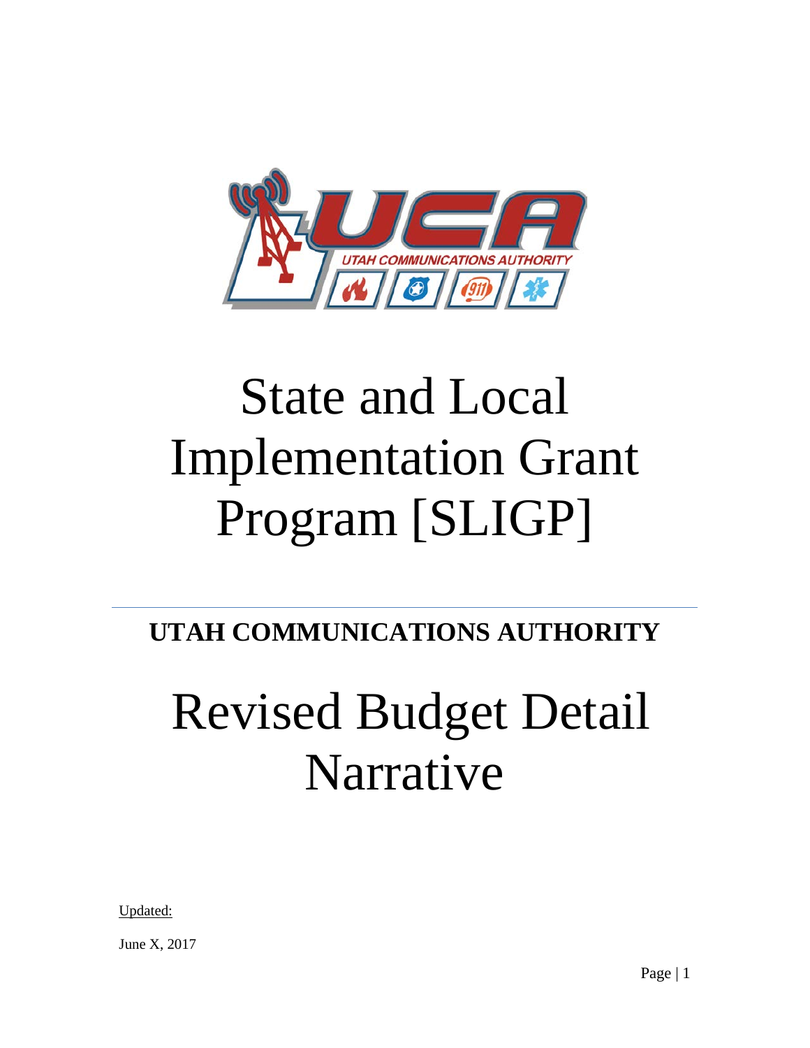# State and Local Implementation Grant Program [SLIGP]

**UTAH COMMUNICATIONS AUTHORITY**

# Revised Budget Detail Narrative

Updated:

June X, 2017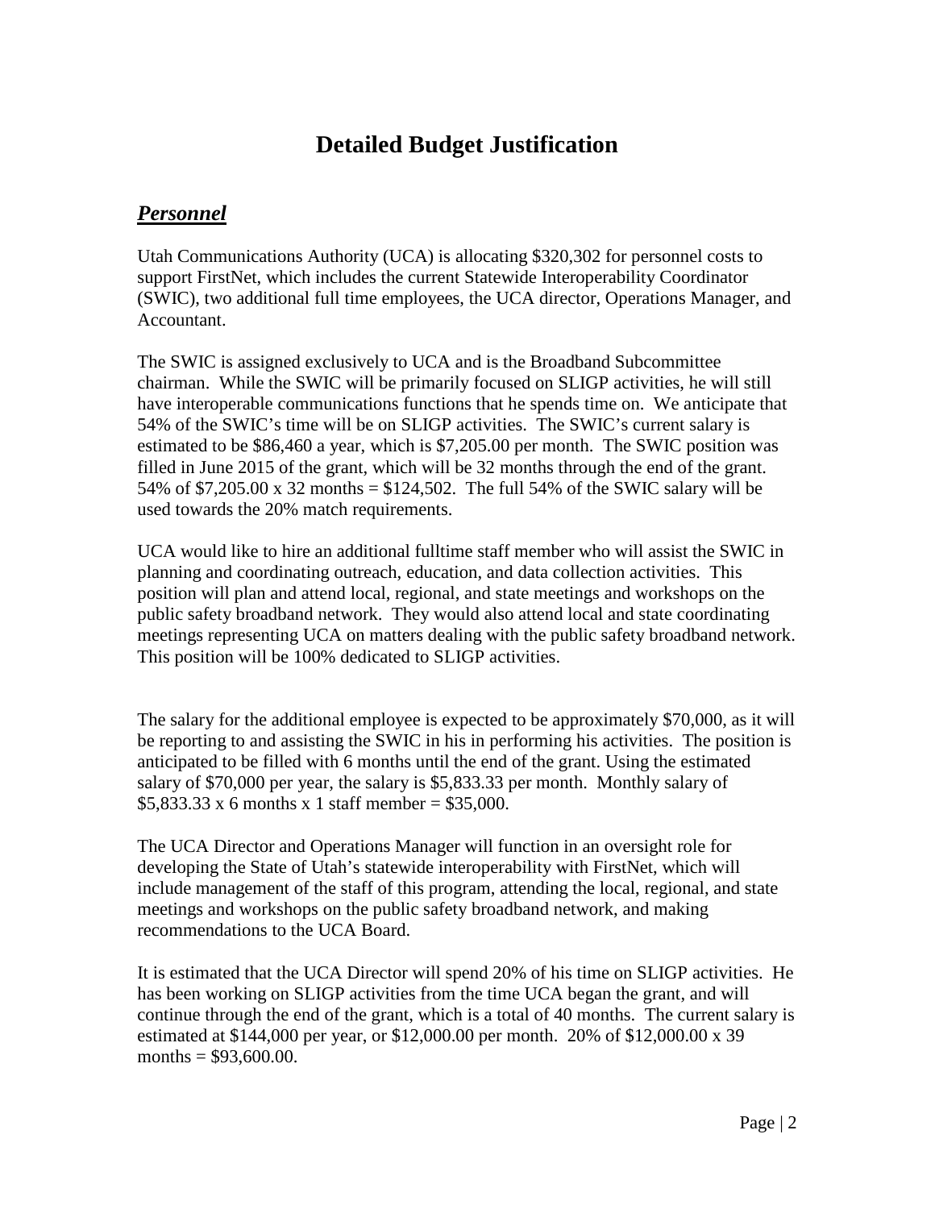# Detailed Budget Justification

## ***Personnel***

Utah Communications Authority (UCA) is allocating $320,302 for personnel costs to support FirstNet, which includes the current Statewide Interoperability Coordinator (SWIC), two additional full time employees, the UCA director, Operations Manager, and Accountant.

The SWIC is assigned exclusively to UCA and is the Broadband Subcommittee chairman. While the SWIC will be primarily focused on SLIGP activities, he will still have interoperable communications functions that he spends time on. We anticipate that 54% of the SWIC's time will be on SLIGP activities. The SWIC's current salary is estimated to be $86,460 a year, which is $7,205.00 per month. The SWIC position was filled in June 2015 of the grant, which will be 32 months through the end of the grant. 54% of $7,205.00 x 32 months = $124,502. The full 54% of the SWIC salary will be used towards the 20% match requirements.

UCA would like to hire an additional fulltime staff member who will assist the SWIC in planning and coordinating outreach, education, and data collection activities. This position will plan and attend local, regional, and state meetings and workshops on the public safety broadband network. They would also attend local and state coordinating meetings representing UCA on matters dealing with the public safety broadband network. This position will be 100% dedicated to SLIGP activities.

The salary for the additional employee is expected to be approximately $70,000, as it will be reporting to and assisting the SWIC in his in performing his activities. The position is anticipated to be filled with 6 months until the end of the grant. Using the estimated salary of $70,000 per year, the salary is $5,833.33 per month. Monthly salary of $5,833.33 x 6 months x 1 staff member = $35,000.

The UCA Director and Operations Manager will function in an oversight role for developing the State of Utah's statewide interoperability with FirstNet, which will include management of the staff of this program, attending the local, regional, and state meetings and workshops on the public safety broadband network, and making recommendations to the UCA Board.

It is estimated that the UCA Director will spend 20% of his time on SLIGP activities. He has been working on SLIGP activities from the time UCA began the grant, and will continue through the end of the grant, which is a total of 40 months. The current salary is estimated at $144,000 per year, or $12,000.00 per month. 20% of $12,000.00 x 39 months = $93,600.00.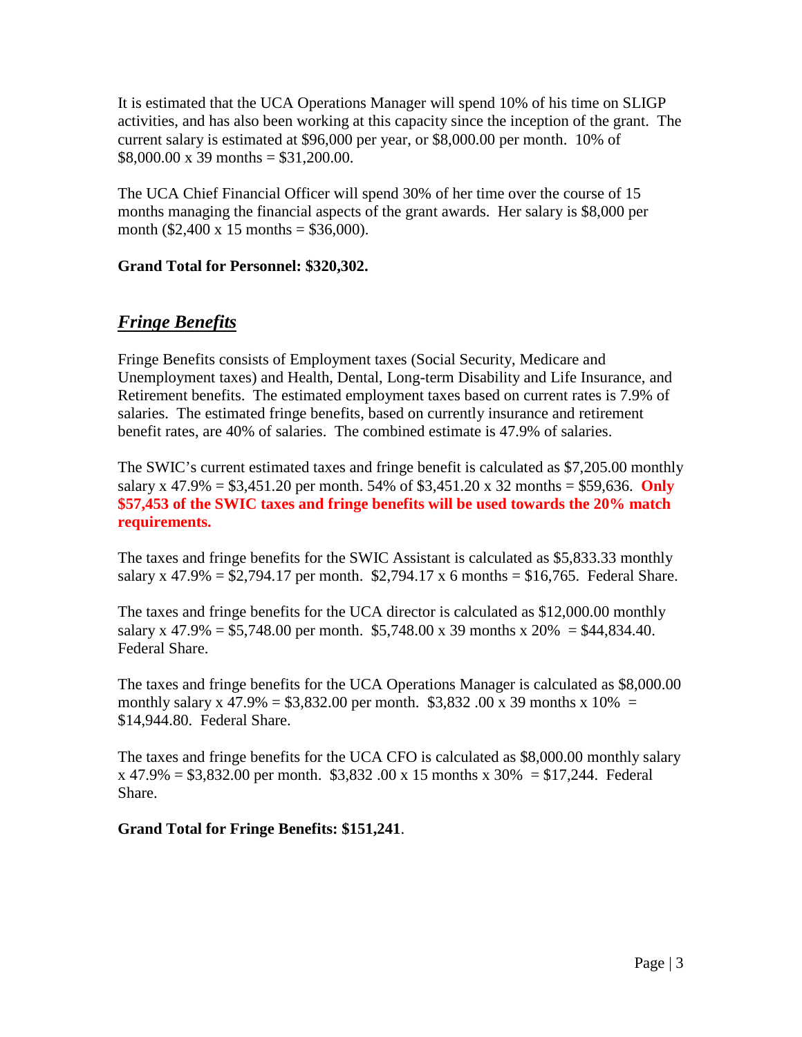It is estimated that the UCA Operations Manager will spend 10% of his time on SLIGP activities, and has also been working at this capacity since the inception of the grant. The current salary is estimated at $96,000 per year, or $8,000.00 per month. 10% of $8,000.00 x 39 months = $31,200.00.

The UCA Chief Financial Officer will spend 30% of her time over the course of 15 months managing the financial aspects of the grant awards. Her salary is $8,000 per month ($2,400 x 15 months = $36,000).

**Grand Total for Personnel: $320,302.**

## ***Fringe Benefits***

Fringe Benefits consists of Employment taxes (Social Security, Medicare and Unemployment taxes) and Health, Dental, Long-term Disability and Life Insurance, and Retirement benefits. The estimated employment taxes based on current rates is 7.9% of salaries. The estimated fringe benefits, based on currently insurance and retirement benefit rates, are 40% of salaries. The combined estimate is 47.9% of salaries.

The SWIC's current estimated taxes and fringe benefit is calculated as $7,205.00 monthly salary x 47.9% = $3,451.20 per month. 54% of $3,451.20 x 32 months = $59,636. **Only $57,453 of the SWIC taxes and fringe benefits will be used towards the 20% match requirements.**

The taxes and fringe benefits for the SWIC Assistant is calculated as $5,833.33 monthly salary x 47.9% = $2,794.17 per month. $2,794.17 x 6 months = $16,765. Federal Share.

The taxes and fringe benefits for the UCA director is calculated as $12,000.00 monthly salary x 47.9% = $5,748.00 per month. $5,748.00 x 39 months x 20% = $44,834.40. Federal Share.

The taxes and fringe benefits for the UCA Operations Manager is calculated as $8,000.00 monthly salary x 47.9% = $3,832.00 per month. $3,832 .00 x 39 months x 10% = $14,944.80. Federal Share.

The taxes and fringe benefits for the UCA CFO is calculated as $8,000.00 monthly salary x 47.9% = $3,832.00 per month. $3,832 .00 x 15 months x 30% = $17,244. Federal Share.

**Grand Total for Fringe Benefits: $151,241**.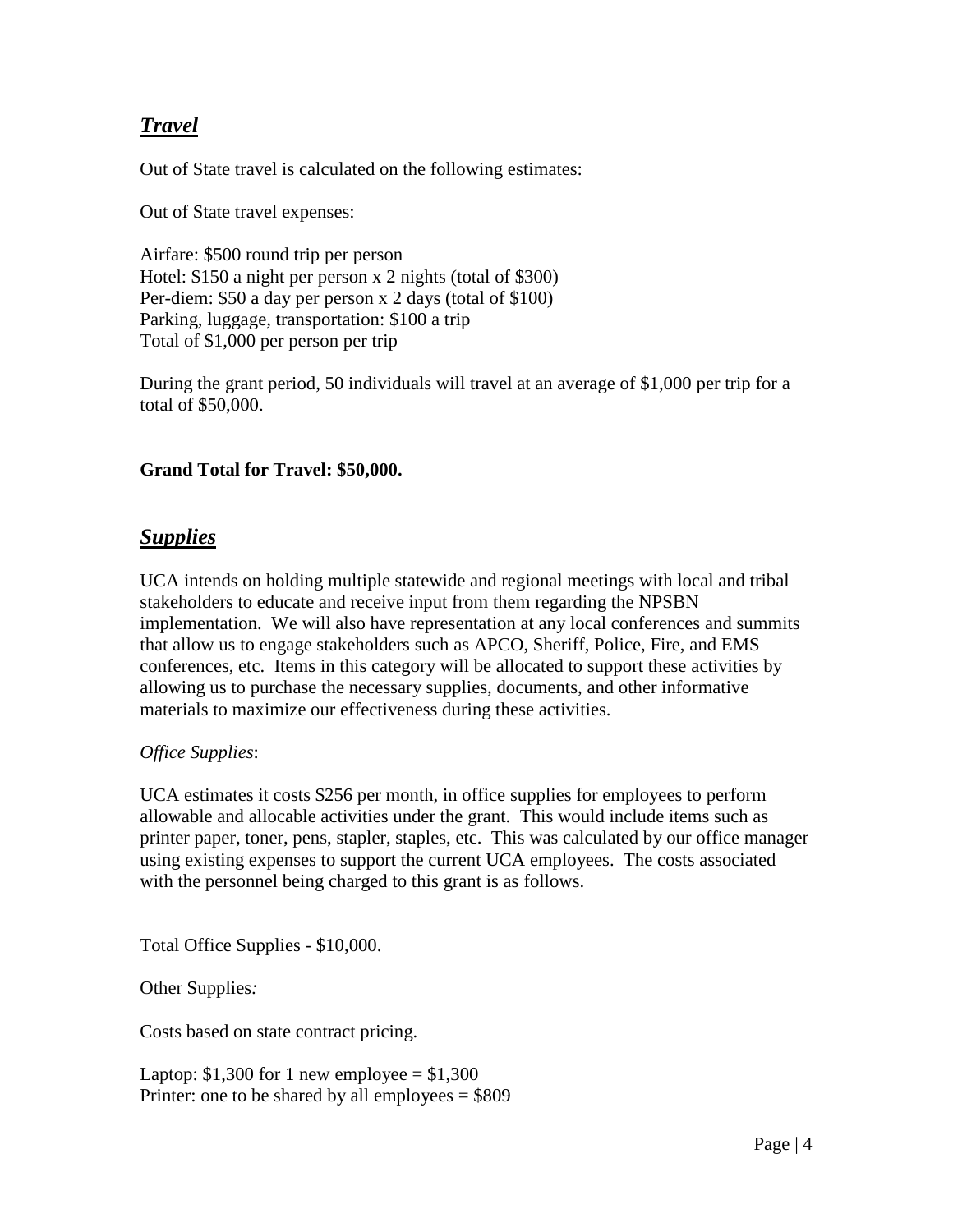## ***Travel***

Out of State travel is calculated on the following estimates:

Out of State travel expenses:

Airfare: $500 round trip per person  
Hotel: $150 a night per person x 2 nights (total of $300)  
Per-diem: $50 a day per person x 2 days (total of $100)  
Parking, luggage, transportation: $100 a trip  
Total of $1,000 per person per trip

During the grant period, 50 individuals will travel at an average of $1,000 per trip for a total of $50,000.

**Grand Total for Travel: $50,000.**

## ***Supplies***

UCA intends on holding multiple statewide and regional meetings with local and tribal stakeholders to educate and receive input from them regarding the NPSBN implementation. We will also have representation at any local conferences and summits that allow us to engage stakeholders such as APCO, Sheriff, Police, Fire, and EMS conferences, etc. Items in this category will be allocated to support these activities by allowing us to purchase the necessary supplies, documents, and other informative materials to maximize our effectiveness during these activities.

*Office Supplies*:

UCA estimates it costs $256 per month, in office supplies for employees to perform allowable and allocable activities under the grant. This would include items such as printer paper, toner, pens, stapler, staples, etc. This was calculated by our office manager using existing expenses to support the current UCA employees. The costs associated with the personnel being charged to this grant is as follows.

Total Office Supplies - $10,000.

Other Supplies:

Costs based on state contract pricing.

Laptop: $1,300 for 1 new employee = $1,300  
Printer: one to be shared by all employees = $809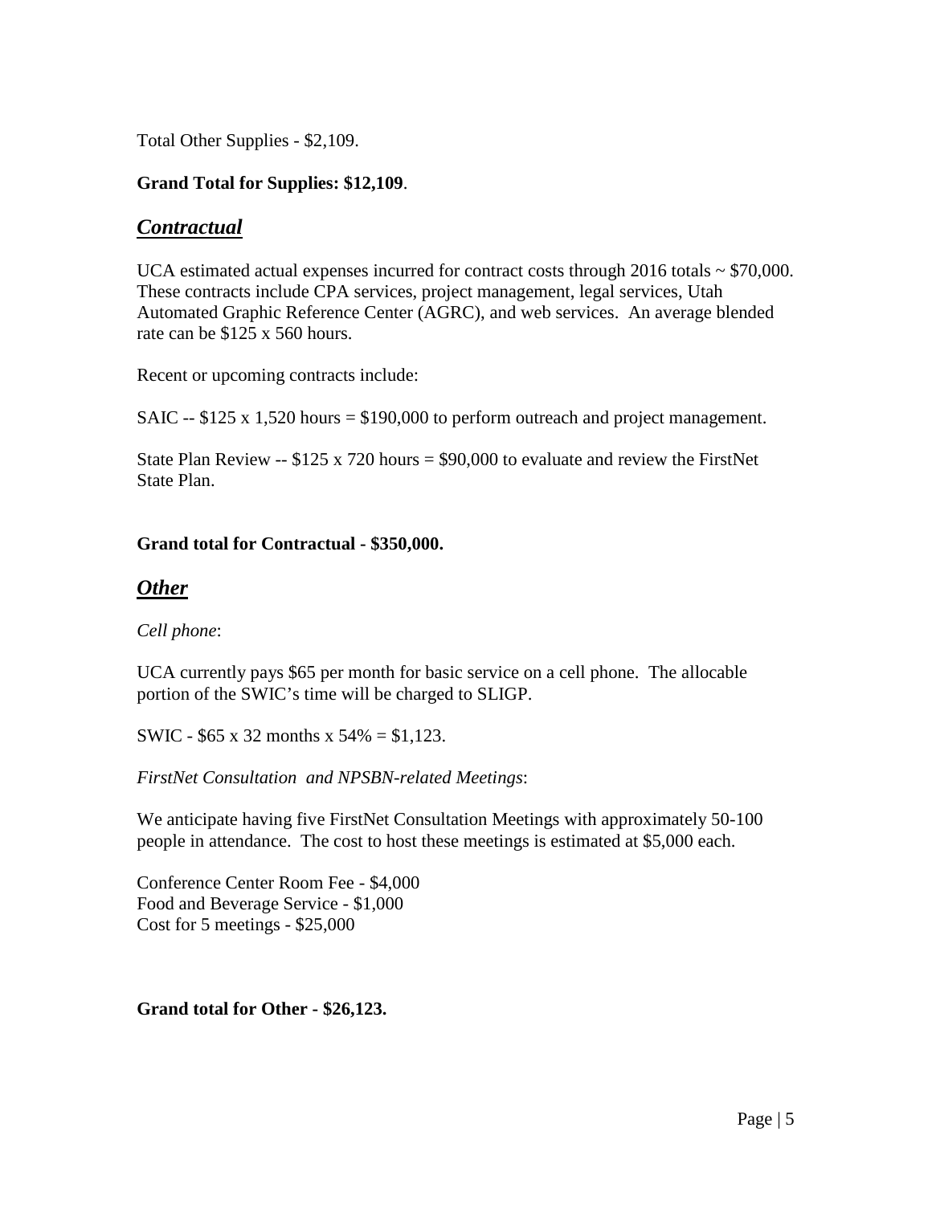Total Other Supplies - $2,109.

**Grand Total for Supplies: $12,109**.

## ***Contractual***

UCA estimated actual expenses incurred for contract costs through 2016 totals ~ $70,000. These contracts include CPA services, project management, legal services, Utah Automated Graphic Reference Center (AGRC), and web services. An average blended rate can be $125 x 560 hours.

Recent or upcoming contracts include:

SAIC -- $125 x 1,520 hours = $190,000 to perform outreach and project management.

State Plan Review -- $125 x 720 hours = $90,000 to evaluate and review the FirstNet State Plan.

**Grand total for Contractual - $350,000.**

## ***Other***

*Cell phone*:

UCA currently pays $65 per month for basic service on a cell phone. The allocable portion of the SWIC's time will be charged to SLIGP.

SWIC - $65 x 32 months x 54% = $1,123.

*FirstNet Consultation and NPSBN-related Meetings*:

We anticipate having five FirstNet Consultation Meetings with approximately 50-100 people in attendance. The cost to host these meetings is estimated at $5,000 each.

Conference Center Room Fee - $4,000
Food and Beverage Service - $1,000
Cost for 5 meetings - $25,000

**Grand total for Other - $26,123.**